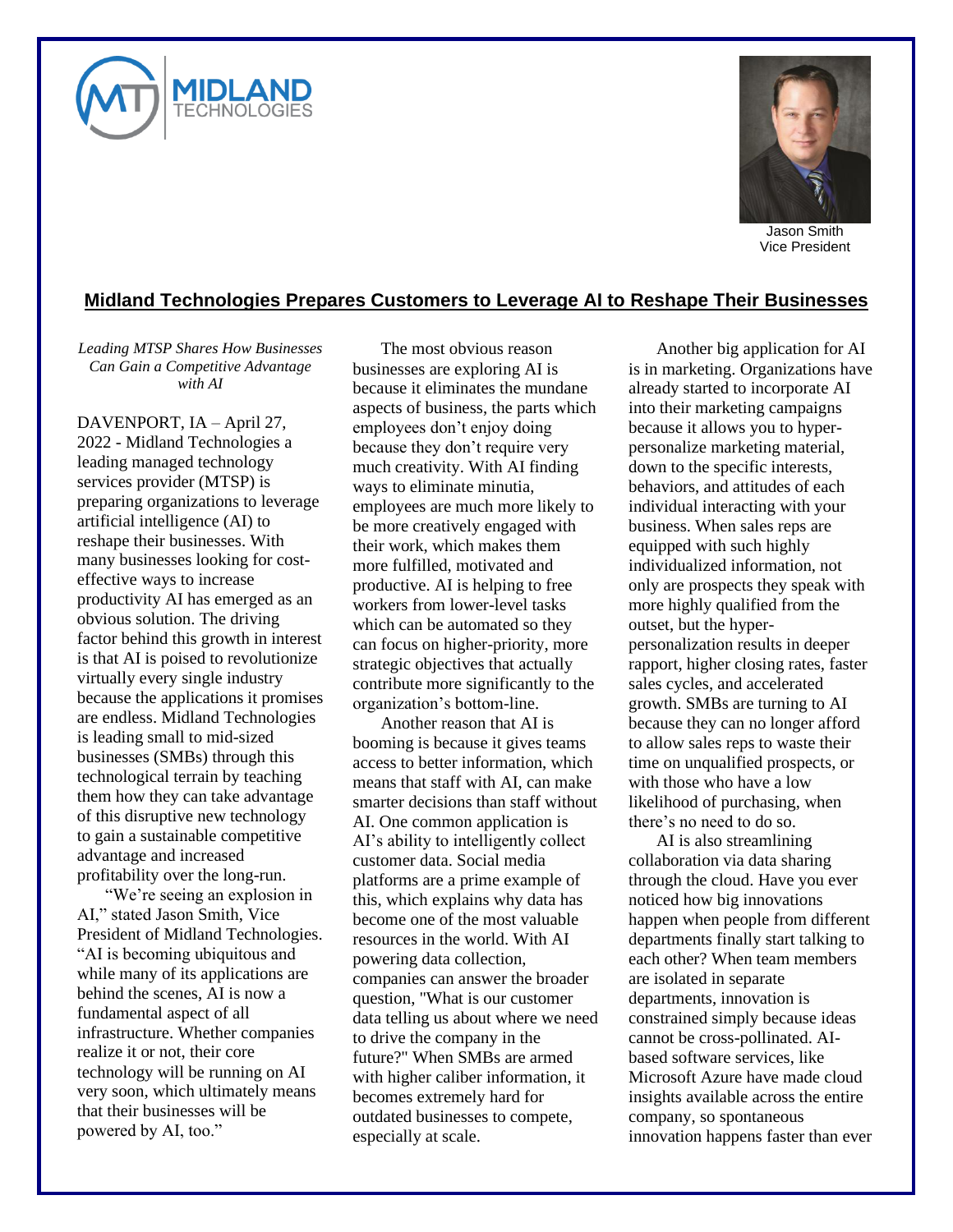Jason Smith
Vice President

## Midland Technologies Prepares Customers to Leverage AI to Reshape Their Businesses

*Leading MTSP Shares How Businesses Can Gain a Competitive Advantage with AI*

DAVENPORT, IA – April 27, 2022 - Midland Technologies a leading managed technology services provider (MTSP) is preparing organizations to leverage artificial intelligence (AI) to reshape their businesses. With many businesses looking for cost-effective ways to increase productivity AI has emerged as an obvious solution. The driving factor behind this growth in interest is that AI is poised to revolutionize virtually every single industry because the applications it promises are endless. Midland Technologies is leading small to mid-sized businesses (SMBs) through this technological terrain by teaching them how they can take advantage of this disruptive new technology to gain a sustainable competitive advantage and increased profitability over the long-run.

"We're seeing an explosion in AI," stated Jason Smith, Vice President of Midland Technologies. "AI is becoming ubiquitous and while many of its applications are behind the scenes, AI is now a fundamental aspect of all infrastructure. Whether companies realize it or not, their core technology will be running on AI very soon, which ultimately means that their businesses will be powered by AI, too."

The most obvious reason businesses are exploring AI is because it eliminates the mundane aspects of business, the parts which employees don't enjoy doing because they don't require very much creativity. With AI finding ways to eliminate minutia, employees are much more likely to be more creatively engaged with their work, which makes them more fulfilled, motivated and productive. AI is helping to free workers from lower-level tasks which can be automated so they can focus on higher-priority, more strategic objectives that actually contribute more significantly to the organization's bottom-line.

Another reason that AI is booming is because it gives teams access to better information, which means that staff with AI, can make smarter decisions than staff without AI. One common application is AI's ability to intelligently collect customer data. Social media platforms are a prime example of this, which explains why data has become one of the most valuable resources in the world. With AI powering data collection, companies can answer the broader question, "What is our customer data telling us about where we need to drive the company in the future?" When SMBs are armed with higher caliber information, it becomes extremely hard for outdated businesses to compete, especially at scale.

Another big application for AI is in marketing. Organizations have already started to incorporate AI into their marketing campaigns because it allows you to hyper-personalize marketing material, down to the specific interests, behaviors, and attitudes of each individual interacting with your business. When sales reps are equipped with such highly individualized information, not only are prospects they speak with more highly qualified from the outset, but the hyper-personalization results in deeper rapport, higher closing rates, faster sales cycles, and accelerated growth. SMBs are turning to AI because they can no longer afford to allow sales reps to waste their time on unqualified prospects, or with those who have a low likelihood of purchasing, when there's no need to do so.

AI is also streamlining collaboration via data sharing through the cloud. Have you ever noticed how big innovations happen when people from different departments finally start talking to each other? When team members are isolated in separate departments, innovation is constrained simply because ideas cannot be cross-pollinated. AI-based software services, like Microsoft Azure have made cloud insights available across the entire company, so spontaneous innovation happens faster than ever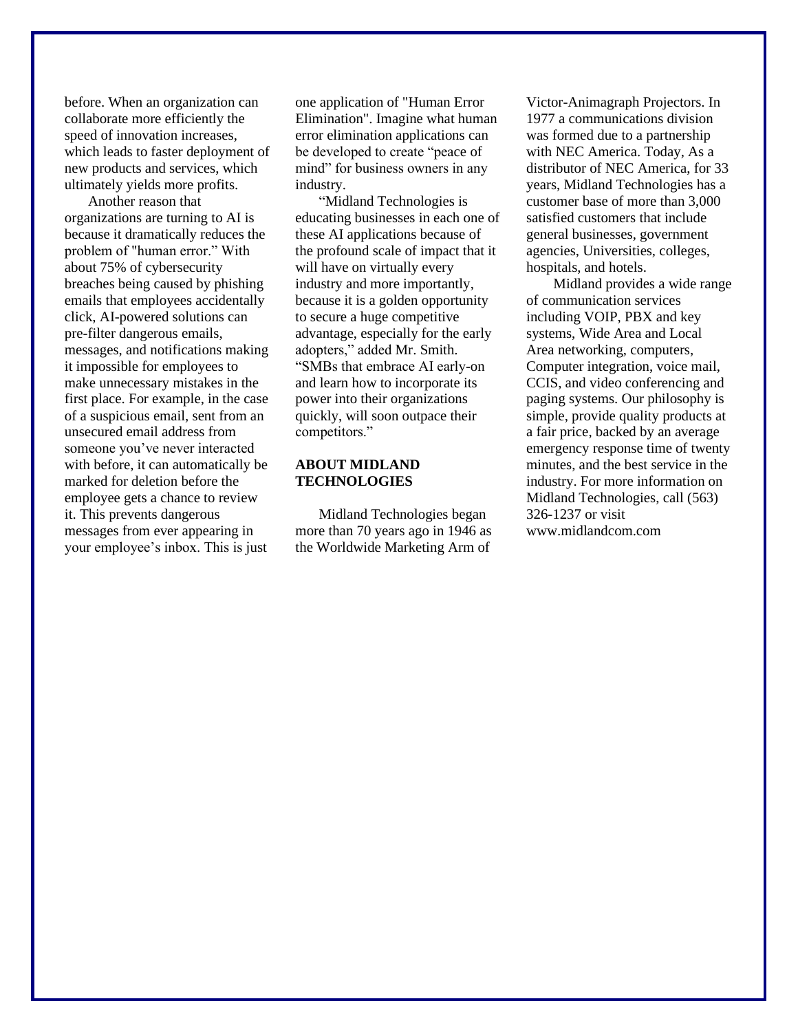before. When an organization can collaborate more efficiently the speed of innovation increases, which leads to faster deployment of new products and services, which ultimately yields more profits.

Another reason that organizations are turning to AI is because it dramatically reduces the problem of "human error." With about 75% of cybersecurity breaches being caused by phishing emails that employees accidentally click, AI-powered solutions can pre-filter dangerous emails, messages, and notifications making it impossible for employees to make unnecessary mistakes in the first place. For example, in the case of a suspicious email, sent from an unsecured email address from someone you've never interacted with before, it can automatically be marked for deletion before the employee gets a chance to review it. This prevents dangerous messages from ever appearing in your employee's inbox. This is just one application of "Human Error Elimination". Imagine what human error elimination applications can be developed to create "peace of mind" for business owners in any industry.

"Midland Technologies is educating businesses in each one of these AI applications because of the profound scale of impact that it will have on virtually every industry and more importantly, because it is a golden opportunity to secure a huge competitive advantage, especially for the early adopters," added Mr. Smith. "SMBs that embrace AI early-on and learn how to incorporate its power into their organizations quickly, will soon outpace their competitors."

**ABOUT MIDLAND TECHNOLOGIES**

Midland Technologies began more than 70 years ago in 1946 as the Worldwide Marketing Arm of Victor-Animagraph Projectors. In 1977 a communications division was formed due to a partnership with NEC America. Today, As a distributor of NEC America, for 33 years, Midland Technologies has a customer base of more than 3,000 satisfied customers that include general businesses, government agencies, Universities, colleges, hospitals, and hotels.

Midland provides a wide range of communication services including VOIP, PBX and key systems, Wide Area and Local Area networking, computers, Computer integration, voice mail, CCIS, and video conferencing and paging systems. Our philosophy is simple, provide quality products at a fair price, backed by an average emergency response time of twenty minutes, and the best service in the industry. For more information on Midland Technologies, call (563) 326-1237 or visit www.midlandcom.com